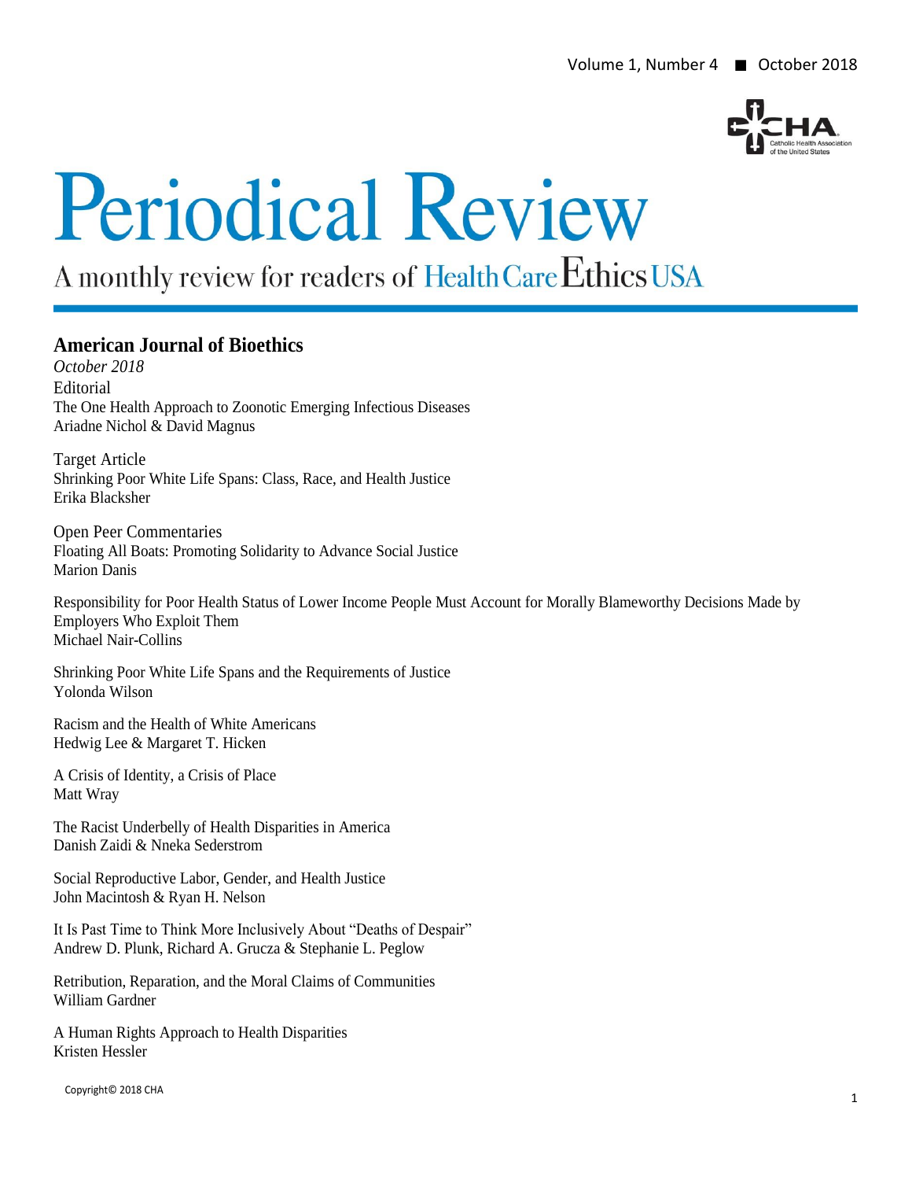# Periodical Review

A monthly review for readers of Health Care Ethics USA

## American Journal of Bioethics

*October 2018*

Editorial
The One Health Approach to Zoonotic Emerging Infectious Diseases
Ariadne Nichol & David Magnus

Target Article
Shrinking Poor White Life Spans: Class, Race, and Health Justice
Erika Blacksher

Open Peer Commentaries
Floating All Boats: Promoting Solidarity to Advance Social Justice
Marion Danis

Responsibility for Poor Health Status of Lower Income People Must Account for Morally Blameworthy Decisions Made by Employers Who Exploit Them
Michael Nair-Collins

Shrinking Poor White Life Spans and the Requirements of Justice
Yolonda Wilson

Racism and the Health of White Americans
Hedwig Lee & Margaret T. Hicken

A Crisis of Identity, a Crisis of Place
Matt Wray

The Racist Underbelly of Health Disparities in America
Danish Zaidi & Nneka Sederstrom

Social Reproductive Labor, Gender, and Health Justice
John Macintosh & Ryan H. Nelson

It Is Past Time to Think More Inclusively About "Deaths of Despair"
Andrew D. Plunk, Richard A. Grucza & Stephanie L. Peglow

Retribution, Reparation, and the Moral Claims of Communities
William Gardner

A Human Rights Approach to Health Disparities
Kristen Hessler

Copyright© 2018 CHA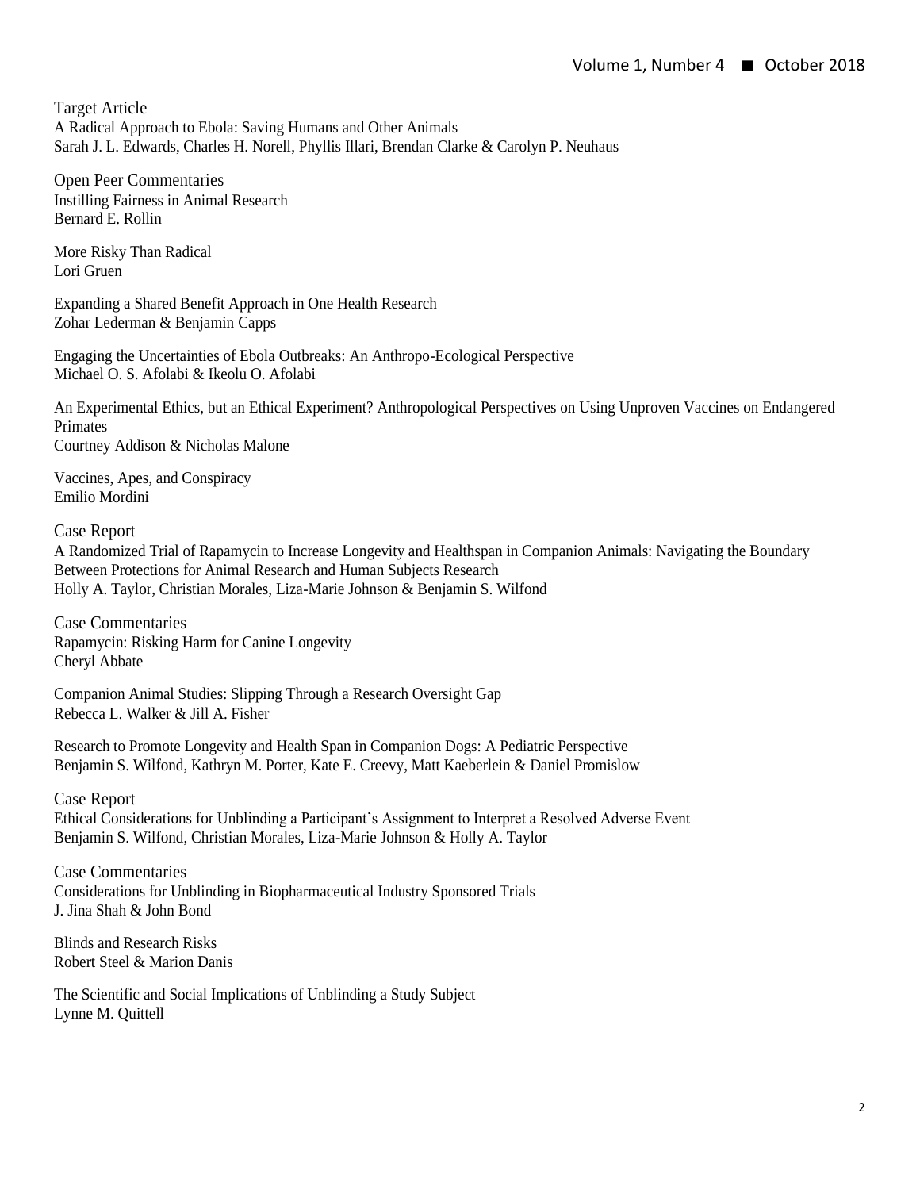## Target Article

A Radical Approach to Ebola: Saving Humans and Other Animals
Sarah J. L. Edwards, Charles H. Norell, Phyllis Illari, Brendan Clarke & Carolyn P. Neuhaus

## Open Peer Commentaries

Instilling Fairness in Animal Research
Bernard E. Rollin

More Risky Than Radical
Lori Gruen

Expanding a Shared Benefit Approach in One Health Research
Zohar Lederman & Benjamin Capps

Engaging the Uncertainties of Ebola Outbreaks: An Anthropo-Ecological Perspective
Michael O. S. Afolabi & Ikeolu O. Afolabi

An Experimental Ethics, but an Ethical Experiment? Anthropological Perspectives on Using Unproven Vaccines on Endangered Primates
Courtney Addison & Nicholas Malone

Vaccines, Apes, and Conspiracy
Emilio Mordini

## Case Report

A Randomized Trial of Rapamycin to Increase Longevity and Healthspan in Companion Animals: Navigating the Boundary Between Protections for Animal Research and Human Subjects Research
Holly A. Taylor, Christian Morales, Liza-Marie Johnson & Benjamin S. Wilfond

## Case Commentaries

Rapamycin: Risking Harm for Canine Longevity
Cheryl Abbate

Companion Animal Studies: Slipping Through a Research Oversight Gap
Rebecca L. Walker & Jill A. Fisher

Research to Promote Longevity and Health Span in Companion Dogs: A Pediatric Perspective
Benjamin S. Wilfond, Kathryn M. Porter, Kate E. Creevy, Matt Kaeberlein & Daniel Promislow

## Case Report

Ethical Considerations for Unblinding a Participant's Assignment to Interpret a Resolved Adverse Event
Benjamin S. Wilfond, Christian Morales, Liza-Marie Johnson & Holly A. Taylor

## Case Commentaries

Considerations for Unblinding in Biopharmaceutical Industry Sponsored Trials
J. Jina Shah & John Bond

Blinds and Research Risks
Robert Steel & Marion Danis

The Scientific and Social Implications of Unblinding a Study Subject
Lynne M. Quittell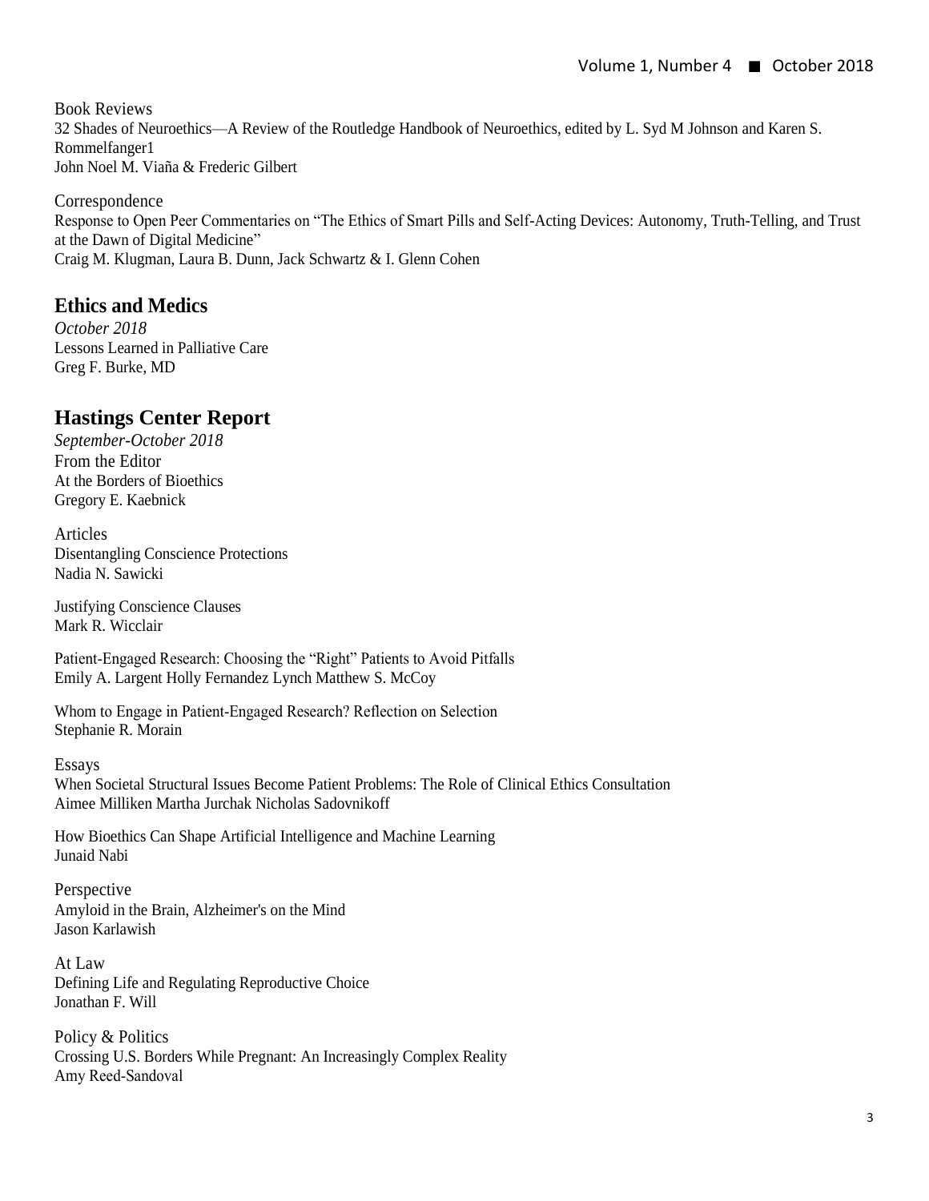Book Reviews
32 Shades of Neuroethics—A Review of the Routledge Handbook of Neuroethics, edited by L. Syd M Johnson and Karen S. Rommelfanger1
John Noel M. Viaña & Frederic Gilbert

Correspondence
Response to Open Peer Commentaries on "The Ethics of Smart Pills and Self-Acting Devices: Autonomy, Truth-Telling, and Trust at the Dawn of Digital Medicine"
Craig M. Klugman, Laura B. Dunn, Jack Schwartz & I. Glenn Cohen

## Ethics and Medics

*October 2018*
Lessons Learned in Palliative Care
Greg F. Burke, MD

## Hastings Center Report

*September-October 2018*
From the Editor
At the Borders of Bioethics
Gregory E. Kaebnick

Articles
Disentangling Conscience Protections
Nadia N. Sawicki

Justifying Conscience Clauses
Mark R. Wicclair

Patient-Engaged Research: Choosing the "Right" Patients to Avoid Pitfalls
Emily A. Largent Holly Fernandez Lynch Matthew S. McCoy

Whom to Engage in Patient-Engaged Research? Reflection on Selection
Stephanie R. Morain

Essays
When Societal Structural Issues Become Patient Problems: The Role of Clinical Ethics Consultation
Aimee Milliken Martha Jurchak Nicholas Sadovnikoff

How Bioethics Can Shape Artificial Intelligence and Machine Learning
Junaid Nabi

Perspective
Amyloid in the Brain, Alzheimer's on the Mind
Jason Karlawish

At Law
Defining Life and Regulating Reproductive Choice
Jonathan F. Will

Policy & Politics
Crossing U.S. Borders While Pregnant: An Increasingly Complex Reality
Amy Reed-Sandoval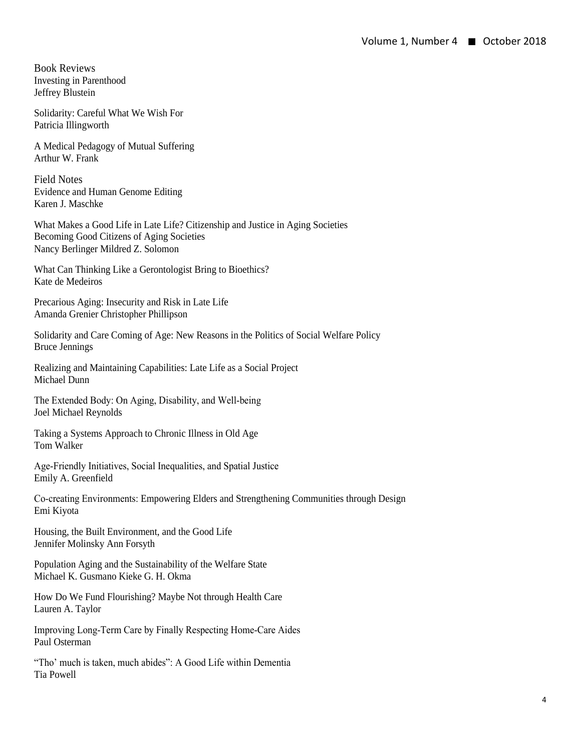Book Reviews
Investing in Parenthood
Jeffrey Blustein

Solidarity: Careful What We Wish For
Patricia Illingworth

A Medical Pedagogy of Mutual Suffering
Arthur W. Frank

Field Notes
Evidence and Human Genome Editing
Karen J. Maschke

What Makes a Good Life in Late Life? Citizenship and Justice in Aging Societies
Becoming Good Citizens of Aging Societies
Nancy Berlinger Mildred Z. Solomon

What Can Thinking Like a Gerontologist Bring to Bioethics?
Kate de Medeiros

Precarious Aging: Insecurity and Risk in Late Life
Amanda Grenier Christopher Phillipson

Solidarity and Care Coming of Age: New Reasons in the Politics of Social Welfare Policy
Bruce Jennings

Realizing and Maintaining Capabilities: Late Life as a Social Project
Michael Dunn

The Extended Body: On Aging, Disability, and Well-being
Joel Michael Reynolds

Taking a Systems Approach to Chronic Illness in Old Age
Tom Walker

Age-Friendly Initiatives, Social Inequalities, and Spatial Justice
Emily A. Greenfield

Co-creating Environments: Empowering Elders and Strengthening Communities through Design
Emi Kiyota

Housing, the Built Environment, and the Good Life
Jennifer Molinsky Ann Forsyth

Population Aging and the Sustainability of the Welfare State
Michael K. Gusmano Kieke G. H. Okma

How Do We Fund Flourishing? Maybe Not through Health Care
Lauren A. Taylor

Improving Long-Term Care by Finally Respecting Home-Care Aides
Paul Osterman

"Tho' much is taken, much abides": A Good Life within Dementia
Tia Powell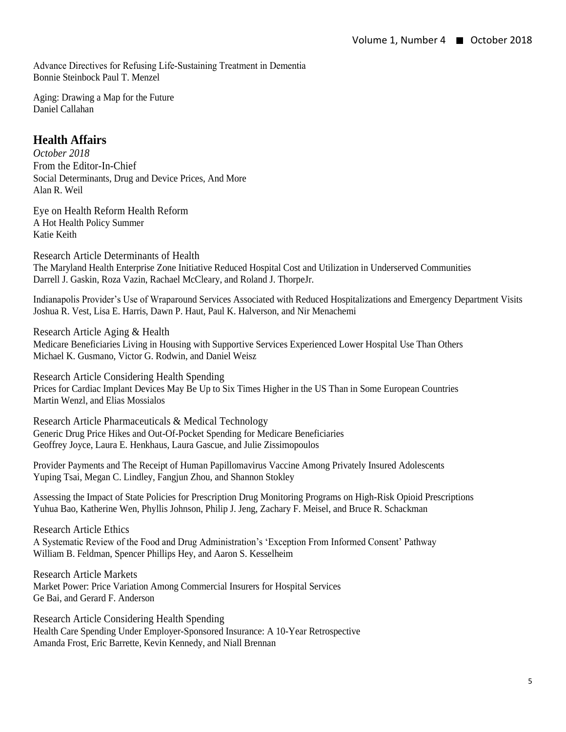Advance Directives for Refusing Life-Sustaining Treatment in Dementia
Bonnie Steinbock Paul T. Menzel

Aging: Drawing a Map for the Future
Daniel Callahan

## Health Affairs

*October 2018*
From the Editor-In-Chief
Social Determinants, Drug and Device Prices, And More
Alan R. Weil

Eye on Health Reform Health Reform
A Hot Health Policy Summer
Katie Keith

Research Article Determinants of Health
The Maryland Health Enterprise Zone Initiative Reduced Hospital Cost and Utilization in Underserved Communities
Darrell J. Gaskin, Roza Vazin, Rachael McCleary, and Roland J. ThorpeJr.

Indianapolis Provider's Use of Wraparound Services Associated with Reduced Hospitalizations and Emergency Department Visits
Joshua R. Vest, Lisa E. Harris, Dawn P. Haut, Paul K. Halverson, and Nir Menachemi

Research Article Aging & Health
Medicare Beneficiaries Living in Housing with Supportive Services Experienced Lower Hospital Use Than Others
Michael K. Gusmano, Victor G. Rodwin, and Daniel Weisz

Research Article Considering Health Spending
Prices for Cardiac Implant Devices May Be Up to Six Times Higher in the US Than in Some European Countries
Martin Wenzl, and Elias Mossialos

Research Article Pharmaceuticals & Medical Technology
Generic Drug Price Hikes and Out-Of-Pocket Spending for Medicare Beneficiaries
Geoffrey Joyce, Laura E. Henkhaus, Laura Gascue, and Julie Zissimopoulos

Provider Payments and The Receipt of Human Papillomavirus Vaccine Among Privately Insured Adolescents
Yuping Tsai, Megan C. Lindley, Fangjun Zhou, and Shannon Stokley

Assessing the Impact of State Policies for Prescription Drug Monitoring Programs on High-Risk Opioid Prescriptions
Yuhua Bao, Katherine Wen, Phyllis Johnson, Philip J. Jeng, Zachary F. Meisel, and Bruce R. Schackman

Research Article Ethics
A Systematic Review of the Food and Drug Administration's 'Exception From Informed Consent' Pathway
William B. Feldman, Spencer Phillips Hey, and Aaron S. Kesselheim

Research Article Markets
Market Power: Price Variation Among Commercial Insurers for Hospital Services
Ge Bai, and Gerard F. Anderson

Research Article Considering Health Spending
Health Care Spending Under Employer-Sponsored Insurance: A 10-Year Retrospective
Amanda Frost, Eric Barrette, Kevin Kennedy, and Niall Brennan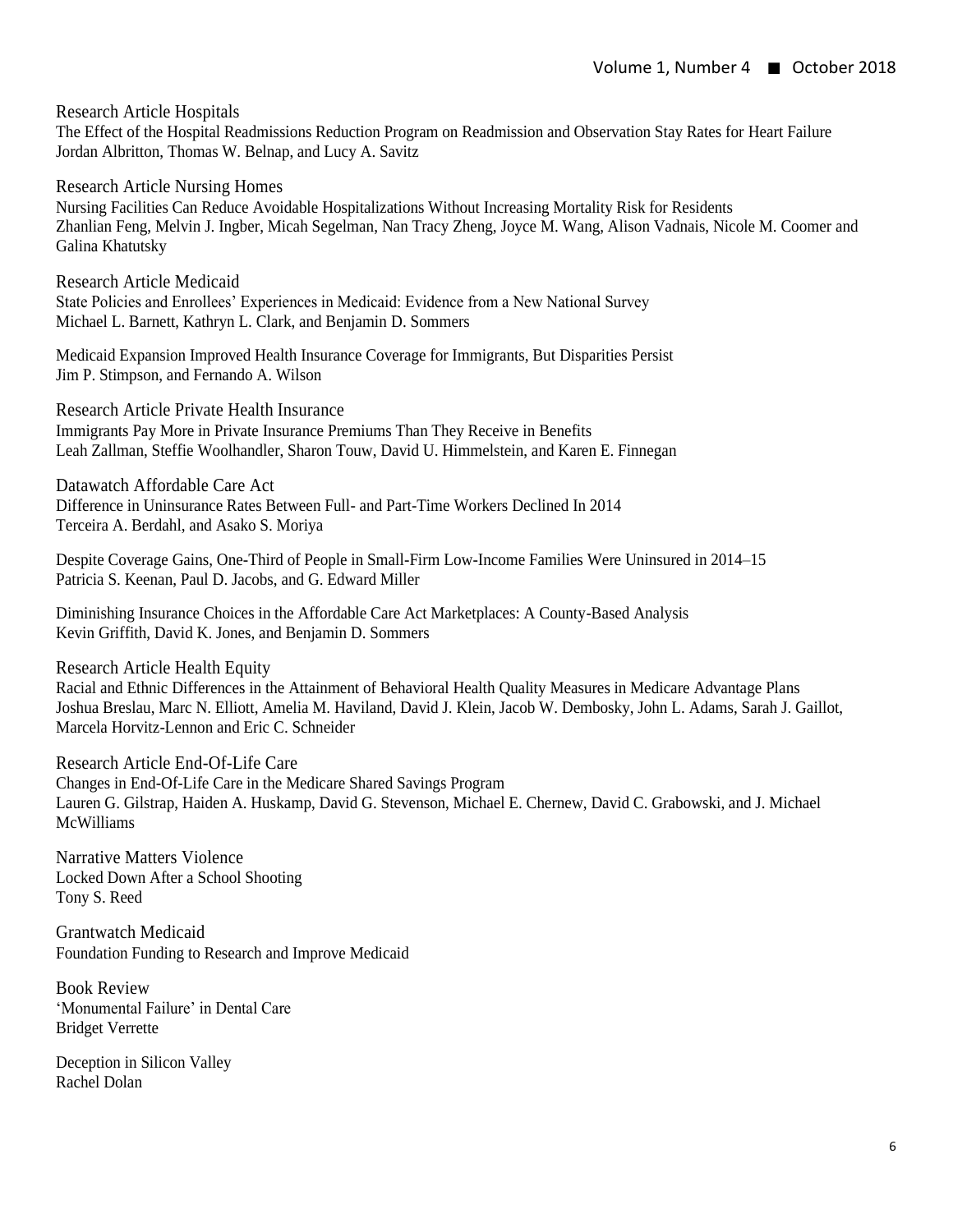### Research Article Hospitals

The Effect of the Hospital Readmissions Reduction Program on Readmission and Observation Stay Rates for Heart Failure
Jordan Albritton, Thomas W. Belnap, and Lucy A. Savitz

### Research Article Nursing Homes

Nursing Facilities Can Reduce Avoidable Hospitalizations Without Increasing Mortality Risk for Residents
Zhanlian Feng, Melvin J. Ingber, Micah Segelman, Nan Tracy Zheng, Joyce M. Wang, Alison Vadnais, Nicole M. Coomer and Galina Khatutsky

### Research Article Medicaid

State Policies and Enrollees' Experiences in Medicaid: Evidence from a New National Survey
Michael L. Barnett, Kathryn L. Clark, and Benjamin D. Sommers

Medicaid Expansion Improved Health Insurance Coverage for Immigrants, But Disparities Persist
Jim P. Stimpson, and Fernando A. Wilson

### Research Article Private Health Insurance

Immigrants Pay More in Private Insurance Premiums Than They Receive in Benefits
Leah Zallman, Steffie Woolhandler, Sharon Touw, David U. Himmelstein, and Karen E. Finnegan

### Datawatch Affordable Care Act

Difference in Uninsurance Rates Between Full- and Part-Time Workers Declined In 2014
Terceira A. Berdahl, and Asako S. Moriya

Despite Coverage Gains, One-Third of People in Small-Firm Low-Income Families Were Uninsured in 2014–15
Patricia S. Keenan, Paul D. Jacobs, and G. Edward Miller

Diminishing Insurance Choices in the Affordable Care Act Marketplaces: A County-Based Analysis
Kevin Griffith, David K. Jones, and Benjamin D. Sommers

### Research Article Health Equity

Racial and Ethnic Differences in the Attainment of Behavioral Health Quality Measures in Medicare Advantage Plans
Joshua Breslau, Marc N. Elliott, Amelia M. Haviland, David J. Klein, Jacob W. Dembosky, John L. Adams, Sarah J. Gaillot, Marcela Horvitz-Lennon and Eric C. Schneider

### Research Article End-Of-Life Care

Changes in End-Of-Life Care in the Medicare Shared Savings Program
Lauren G. Gilstrap, Haiden A. Huskamp, David G. Stevenson, Michael E. Chernew, David C. Grabowski, and J. Michael McWilliams

### Narrative Matters Violence

Locked Down After a School Shooting
Tony S. Reed

### Grantwatch Medicaid

Foundation Funding to Research and Improve Medicaid

### Book Review

'Monumental Failure' in Dental Care
Bridget Verrette

Deception in Silicon Valley
Rachel Dolan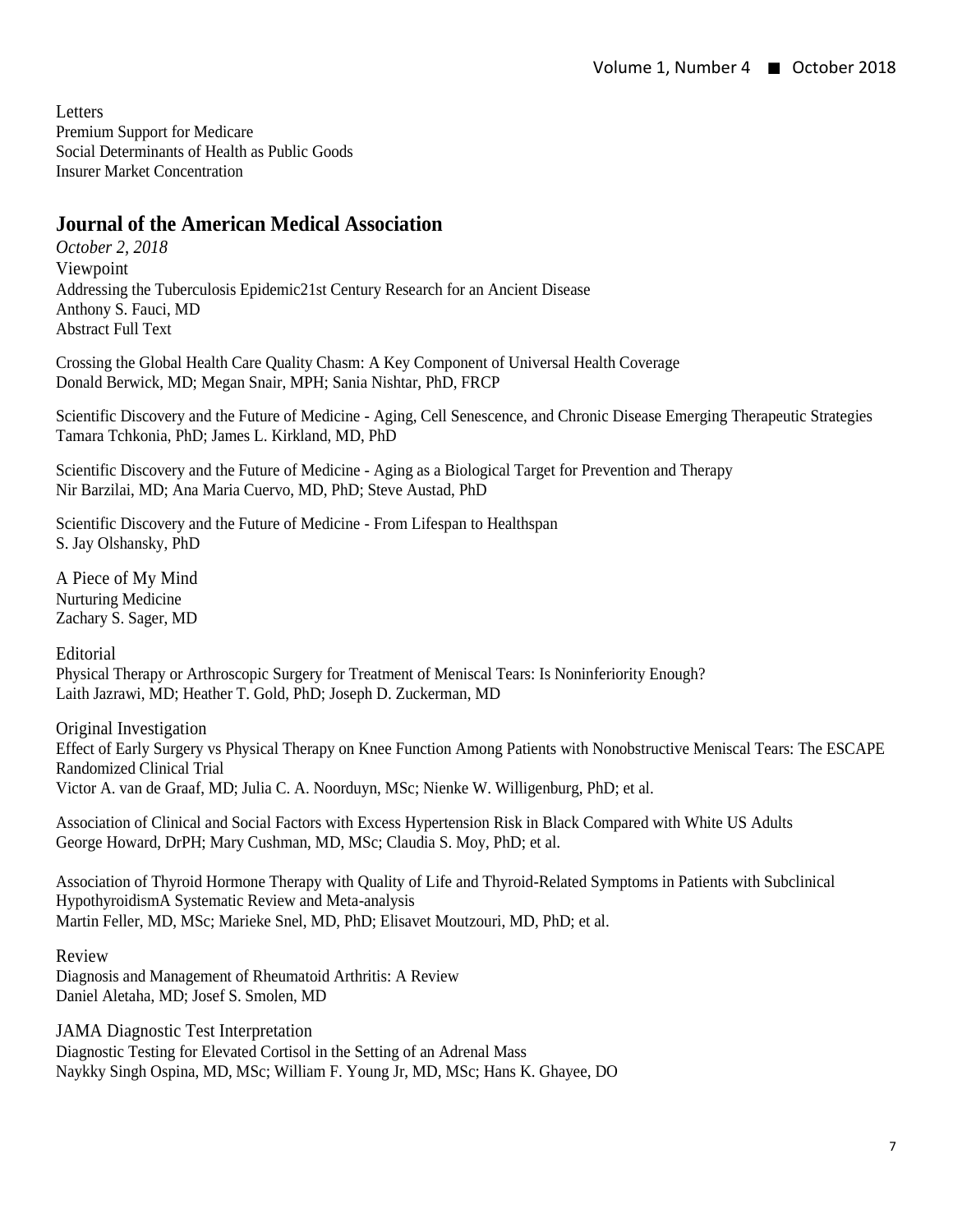Letters
Premium Support for Medicare
Social Determinants of Health as Public Goods
Insurer Market Concentration

## Journal of the American Medical Association

*October 2, 2018*

Viewpoint
Addressing the Tuberculosis Epidemic21st Century Research for an Ancient Disease
Anthony S. Fauci, MD
Abstract Full Text

Crossing the Global Health Care Quality Chasm: A Key Component of Universal Health Coverage
Donald Berwick, MD; Megan Snair, MPH; Sania Nishtar, PhD, FRCP

Scientific Discovery and the Future of Medicine - Aging, Cell Senescence, and Chronic Disease Emerging Therapeutic Strategies
Tamara Tchkonia, PhD; James L. Kirkland, MD, PhD

Scientific Discovery and the Future of Medicine - Aging as a Biological Target for Prevention and Therapy
Nir Barzilai, MD; Ana Maria Cuervo, MD, PhD; Steve Austad, PhD

Scientific Discovery and the Future of Medicine - From Lifespan to Healthspan
S. Jay Olshansky, PhD

A Piece of My Mind
Nurturing Medicine
Zachary S. Sager, MD

Editorial
Physical Therapy or Arthroscopic Surgery for Treatment of Meniscal Tears: Is Noninferiority Enough?
Laith Jazrawi, MD; Heather T. Gold, PhD; Joseph D. Zuckerman, MD

Original Investigation
Effect of Early Surgery vs Physical Therapy on Knee Function Among Patients with Nonobstructive Meniscal Tears: The ESCAPE Randomized Clinical Trial
Victor A. van de Graaf, MD; Julia C. A. Noorduyn, MSc; Nienke W. Willigenburg, PhD; et al.

Association of Clinical and Social Factors with Excess Hypertension Risk in Black Compared with White US Adults
George Howard, DrPH; Mary Cushman, MD, MSc; Claudia S. Moy, PhD; et al.

Association of Thyroid Hormone Therapy with Quality of Life and Thyroid-Related Symptoms in Patients with Subclinical HypothyroidismA Systematic Review and Meta-analysis
Martin Feller, MD, MSc; Marieke Snel, MD, PhD; Elisavet Moutzouri, MD, PhD; et al.

Review
Diagnosis and Management of Rheumatoid Arthritis: A Review
Daniel Aletaha, MD; Josef S. Smolen, MD

JAMA Diagnostic Test Interpretation
Diagnostic Testing for Elevated Cortisol in the Setting of an Adrenal Mass
Naykky Singh Ospina, MD, MSc; William F. Young Jr, MD, MSc; Hans K. Ghayee, DO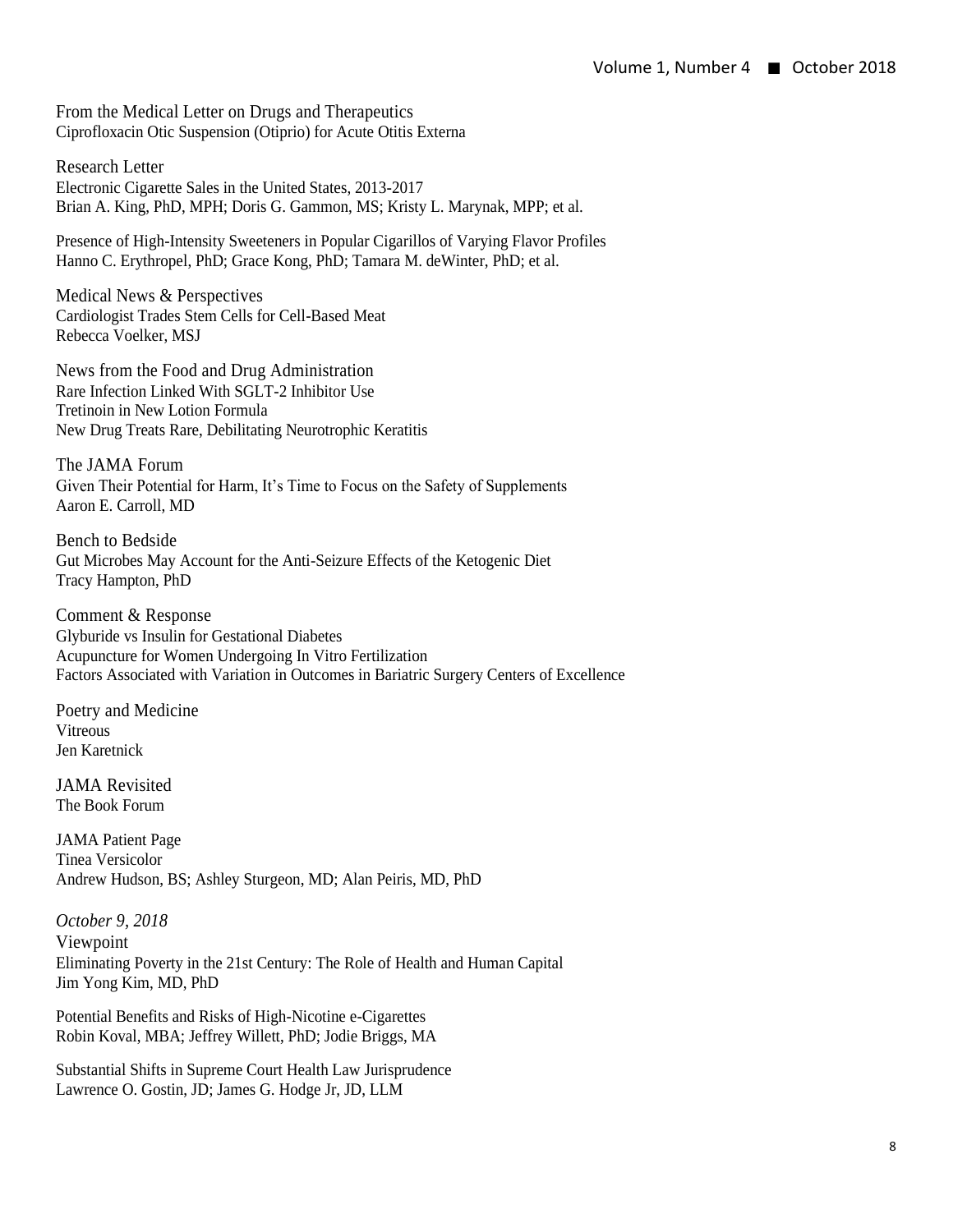From the Medical Letter on Drugs and Therapeutics
Ciprofloxacin Otic Suspension (Otiprio) for Acute Otitis Externa

Research Letter
Electronic Cigarette Sales in the United States, 2013-2017
Brian A. King, PhD, MPH; Doris G. Gammon, MS; Kristy L. Marynak, MPP; et al.

Presence of High-Intensity Sweeteners in Popular Cigarillos of Varying Flavor Profiles
Hanno C. Erythropel, PhD; Grace Kong, PhD; Tamara M. deWinter, PhD; et al.

Medical News & Perspectives
Cardiologist Trades Stem Cells for Cell-Based Meat
Rebecca Voelker, MSJ

News from the Food and Drug Administration
Rare Infection Linked With SGLT-2 Inhibitor Use
Tretinoin in New Lotion Formula
New Drug Treats Rare, Debilitating Neurotrophic Keratitis

The JAMA Forum
Given Their Potential for Harm, It's Time to Focus on the Safety of Supplements
Aaron E. Carroll, MD

Bench to Bedside
Gut Microbes May Account for the Anti-Seizure Effects of the Ketogenic Diet
Tracy Hampton, PhD

Comment & Response
Glyburide vs Insulin for Gestational Diabetes
Acupuncture for Women Undergoing In Vitro Fertilization
Factors Associated with Variation in Outcomes in Bariatric Surgery Centers of Excellence

Poetry and Medicine
Vitreous
Jen Karetnick

JAMA Revisited
The Book Forum

JAMA Patient Page
Tinea Versicolor
Andrew Hudson, BS; Ashley Sturgeon, MD; Alan Peiris, MD, PhD

*October 9, 2018*

Viewpoint
Eliminating Poverty in the 21st Century: The Role of Health and Human Capital
Jim Yong Kim, MD, PhD

Potential Benefits and Risks of High-Nicotine e-Cigarettes
Robin Koval, MBA; Jeffrey Willett, PhD; Jodie Briggs, MA

Substantial Shifts in Supreme Court Health Law Jurisprudence
Lawrence O. Gostin, JD; James G. Hodge Jr, JD, LLM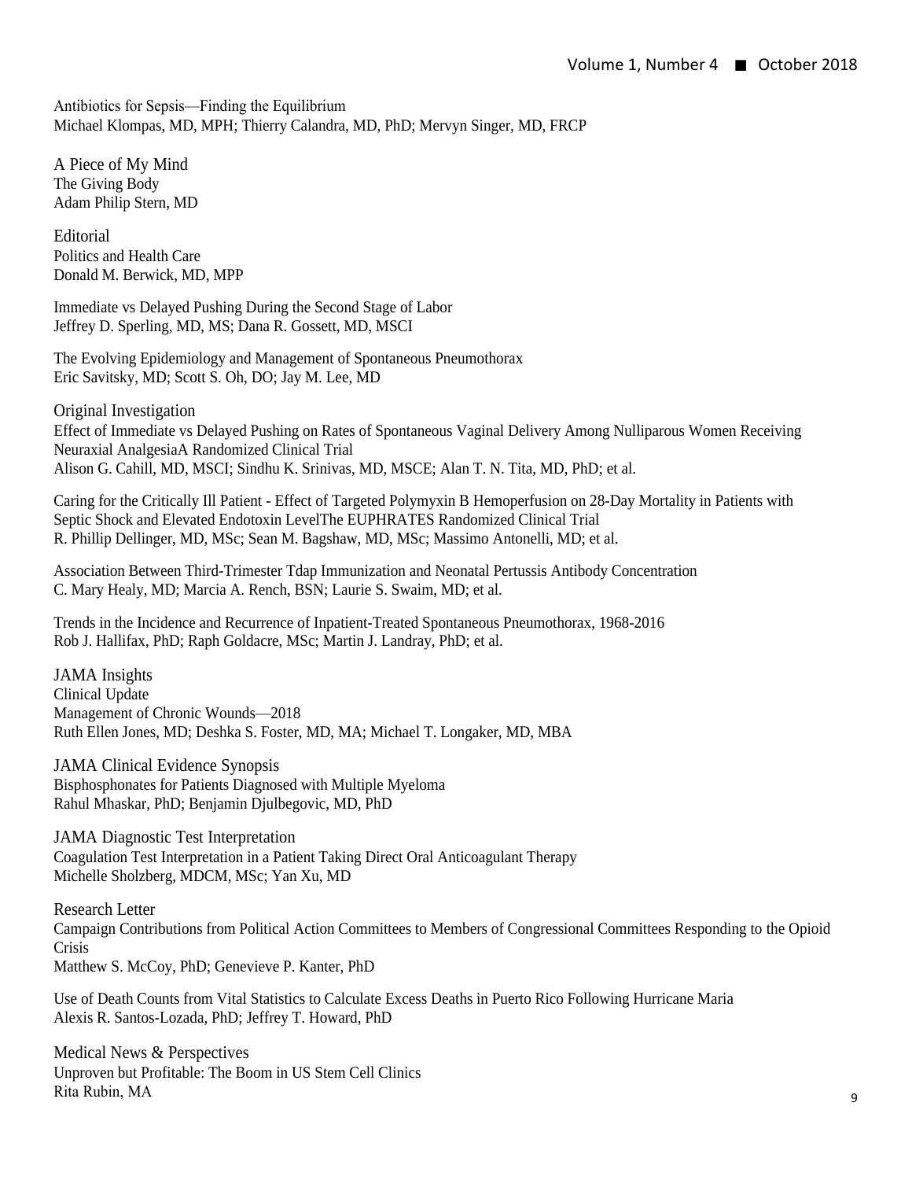Antibiotics for Sepsis—Finding the Equilibrium
Michael Klompas, MD, MPH; Thierry Calandra, MD, PhD; Mervyn Singer, MD, FRCP

## A Piece of My Mind

The Giving Body
Adam Philip Stern, MD

## Editorial

Politics and Health Care
Donald M. Berwick, MD, MPP

Immediate vs Delayed Pushing During the Second Stage of Labor
Jeffrey D. Sperling, MD, MS; Dana R. Gossett, MD, MSCI

The Evolving Epidemiology and Management of Spontaneous Pneumothorax
Eric Savitsky, MD; Scott S. Oh, DO; Jay M. Lee, MD

## Original Investigation

Effect of Immediate vs Delayed Pushing on Rates of Spontaneous Vaginal Delivery Among Nulliparous Women Receiving Neuraxial AnalgesiaA Randomized Clinical Trial
Alison G. Cahill, MD, MSCI; Sindhu K. Srinivas, MD, MSCE; Alan T. N. Tita, MD, PhD; et al.

Caring for the Critically Ill Patient - Effect of Targeted Polymyxin B Hemoperfusion on 28-Day Mortality in Patients with Septic Shock and Elevated Endotoxin LevelThe EUPHRATES Randomized Clinical Trial
R. Phillip Dellinger, MD, MSc; Sean M. Bagshaw, MD, MSc; Massimo Antonelli, MD; et al.

Association Between Third-Trimester Tdap Immunization and Neonatal Pertussis Antibody Concentration
C. Mary Healy, MD; Marcia A. Rench, BSN; Laurie S. Swaim, MD; et al.

Trends in the Incidence and Recurrence of Inpatient-Treated Spontaneous Pneumothorax, 1968-2016
Rob J. Hallifax, PhD; Raph Goldacre, MSc; Martin J. Landray, PhD; et al.

## JAMA Insights

Clinical Update
Management of Chronic Wounds—2018
Ruth Ellen Jones, MD; Deshka S. Foster, MD, MA; Michael T. Longaker, MD, MBA

## JAMA Clinical Evidence Synopsis

Bisphosphonates for Patients Diagnosed with Multiple Myeloma
Rahul Mhaskar, PhD; Benjamin Djulbegovic, MD, PhD

## JAMA Diagnostic Test Interpretation

Coagulation Test Interpretation in a Patient Taking Direct Oral Anticoagulant Therapy
Michelle Sholzberg, MDCM, MSc; Yan Xu, MD

## Research Letter

Campaign Contributions from Political Action Committees to Members of Congressional Committees Responding to the Opioid Crisis
Matthew S. McCoy, PhD; Genevieve P. Kanter, PhD

Use of Death Counts from Vital Statistics to Calculate Excess Deaths in Puerto Rico Following Hurricane Maria
Alexis R. Santos-Lozada, PhD; Jeffrey T. Howard, PhD

## Medical News & Perspectives

Unproven but Profitable: The Boom in US Stem Cell Clinics
Rita Rubin, MA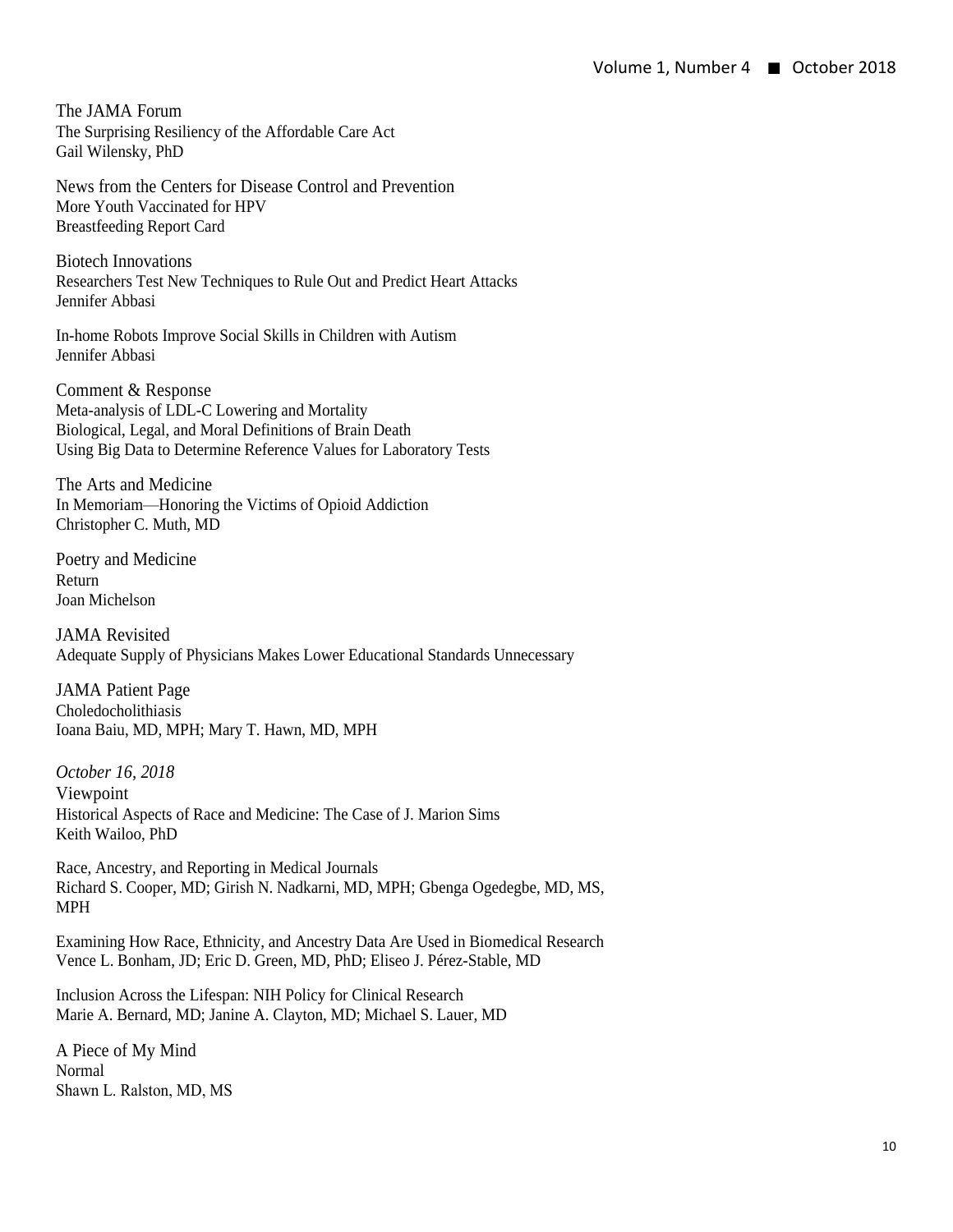The JAMA Forum
The Surprising Resiliency of the Affordable Care Act
Gail Wilensky, PhD

News from the Centers for Disease Control and Prevention
More Youth Vaccinated for HPV
Breastfeeding Report Card

Biotech Innovations
Researchers Test New Techniques to Rule Out and Predict Heart Attacks
Jennifer Abbasi

In-home Robots Improve Social Skills in Children with Autism
Jennifer Abbasi

Comment & Response
Meta-analysis of LDL-C Lowering and Mortality
Biological, Legal, and Moral Definitions of Brain Death
Using Big Data to Determine Reference Values for Laboratory Tests

The Arts and Medicine
In Memoriam—Honoring the Victims of Opioid Addiction
Christopher C. Muth, MD

Poetry and Medicine
Return
Joan Michelson

JAMA Revisited
Adequate Supply of Physicians Makes Lower Educational Standards Unnecessary

JAMA Patient Page
Choledocholithiasis
Ioana Baiu, MD, MPH; Mary T. Hawn, MD, MPH

*October 16, 2018*
Viewpoint
Historical Aspects of Race and Medicine: The Case of J. Marion Sims
Keith Wailoo, PhD

Race, Ancestry, and Reporting in Medical Journals
Richard S. Cooper, MD; Girish N. Nadkarni, MD, MPH; Gbenga Ogedegbe, MD, MS, MPH

Examining How Race, Ethnicity, and Ancestry Data Are Used in Biomedical Research
Vence L. Bonham, JD; Eric D. Green, MD, PhD; Eliseo J. Pérez-Stable, MD

Inclusion Across the Lifespan: NIH Policy for Clinical Research
Marie A. Bernard, MD; Janine A. Clayton, MD; Michael S. Lauer, MD

A Piece of My Mind
Normal
Shawn L. Ralston, MD, MS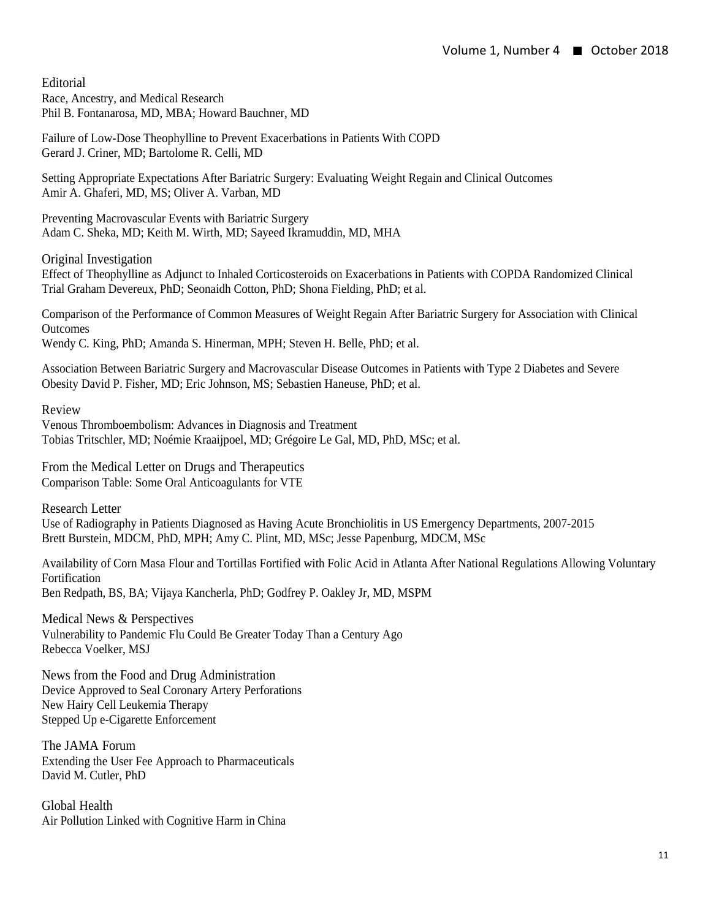## Editorial

Race, Ancestry, and Medical Research
Phil B. Fontanarosa, MD, MBA; Howard Bauchner, MD

Failure of Low-Dose Theophylline to Prevent Exacerbations in Patients With COPD
Gerard J. Criner, MD; Bartolome R. Celli, MD

Setting Appropriate Expectations After Bariatric Surgery: Evaluating Weight Regain and Clinical Outcomes
Amir A. Ghaferi, MD, MS; Oliver A. Varban, MD

Preventing Macrovascular Events with Bariatric Surgery
Adam C. Sheka, MD; Keith M. Wirth, MD; Sayeed Ikramuddin, MD, MHA

## Original Investigation

Effect of Theophylline as Adjunct to Inhaled Corticosteroids on Exacerbations in Patients with COPDA Randomized Clinical Trial Graham Devereux, PhD; Seonaidh Cotton, PhD; Shona Fielding, PhD; et al.

Comparison of the Performance of Common Measures of Weight Regain After Bariatric Surgery for Association with Clinical Outcomes
Wendy C. King, PhD; Amanda S. Hinerman, MPH; Steven H. Belle, PhD; et al.

Association Between Bariatric Surgery and Macrovascular Disease Outcomes in Patients with Type 2 Diabetes and Severe Obesity David P. Fisher, MD; Eric Johnson, MS; Sebastien Haneuse, PhD; et al.

## Review

Venous Thromboembolism: Advances in Diagnosis and Treatment
Tobias Tritschler, MD; Noémie Kraaijpoel, MD; Grégoire Le Gal, MD, PhD, MSc; et al.

## From the Medical Letter on Drugs and Therapeutics

Comparison Table: Some Oral Anticoagulants for VTE

## Research Letter

Use of Radiography in Patients Diagnosed as Having Acute Bronchiolitis in US Emergency Departments, 2007-2015
Brett Burstein, MDCM, PhD, MPH; Amy C. Plint, MD, MSc; Jesse Papenburg, MDCM, MSc

Availability of Corn Masa Flour and Tortillas Fortified with Folic Acid in Atlanta After National Regulations Allowing Voluntary Fortification
Ben Redpath, BS, BA; Vijaya Kancherla, PhD; Godfrey P. Oakley Jr, MD, MSPM

## Medical News & Perspectives

Vulnerability to Pandemic Flu Could Be Greater Today Than a Century Ago
Rebecca Voelker, MSJ

## News from the Food and Drug Administration

Device Approved to Seal Coronary Artery Perforations
New Hairy Cell Leukemia Therapy
Stepped Up e-Cigarette Enforcement

## The JAMA Forum

Extending the User Fee Approach to Pharmaceuticals
David M. Cutler, PhD

## Global Health

Air Pollution Linked with Cognitive Harm in China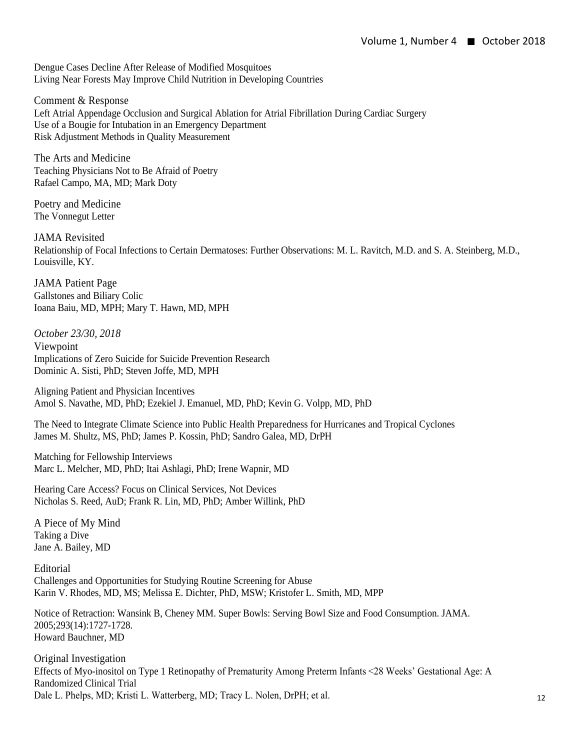Dengue Cases Decline After Release of Modified Mosquitoes
Living Near Forests May Improve Child Nutrition in Developing Countries

### Comment & Response

Left Atrial Appendage Occlusion and Surgical Ablation for Atrial Fibrillation During Cardiac Surgery
Use of a Bougie for Intubation in an Emergency Department
Risk Adjustment Methods in Quality Measurement

### The Arts and Medicine

Teaching Physicians Not to Be Afraid of Poetry
Rafael Campo, MA, MD; Mark Doty

### Poetry and Medicine

The Vonnegut Letter

### JAMA Revisited

Relationship of Focal Infections to Certain Dermatoses: Further Observations: M. L. Ravitch, M.D. and S. A. Steinberg, M.D., Louisville, KY.

### JAMA Patient Page

Gallstones and Biliary Colic
Ioana Baiu, MD, MPH; Mary T. Hawn, MD, MPH

## *October 23/30, 2018*

### Viewpoint

Implications of Zero Suicide for Suicide Prevention Research
Dominic A. Sisti, PhD; Steven Joffe, MD, MPH

Aligning Patient and Physician Incentives
Amol S. Navathe, MD, PhD; Ezekiel J. Emanuel, MD, PhD; Kevin G. Volpp, MD, PhD

The Need to Integrate Climate Science into Public Health Preparedness for Hurricanes and Tropical Cyclones
James M. Shultz, MS, PhD; James P. Kossin, PhD; Sandro Galea, MD, DrPH

Matching for Fellowship Interviews
Marc L. Melcher, MD, PhD; Itai Ashlagi, PhD; Irene Wapnir, MD

Hearing Care Access? Focus on Clinical Services, Not Devices
Nicholas S. Reed, AuD; Frank R. Lin, MD, PhD; Amber Willink, PhD

### A Piece of My Mind

Taking a Dive
Jane A. Bailey, MD

### Editorial

Challenges and Opportunities for Studying Routine Screening for Abuse
Karin V. Rhodes, MD, MS; Melissa E. Dichter, PhD, MSW; Kristofer L. Smith, MD, MPP

Notice of Retraction: Wansink B, Cheney MM. Super Bowls: Serving Bowl Size and Food Consumption. JAMA. 2005;293(14):1727-1728.
Howard Bauchner, MD

### Original Investigation

Effects of Myo-inositol on Type 1 Retinopathy of Prematurity Among Preterm Infants <28 Weeks' Gestational Age: A Randomized Clinical Trial
Dale L. Phelps, MD; Kristi L. Watterberg, MD; Tracy L. Nolen, DrPH; et al.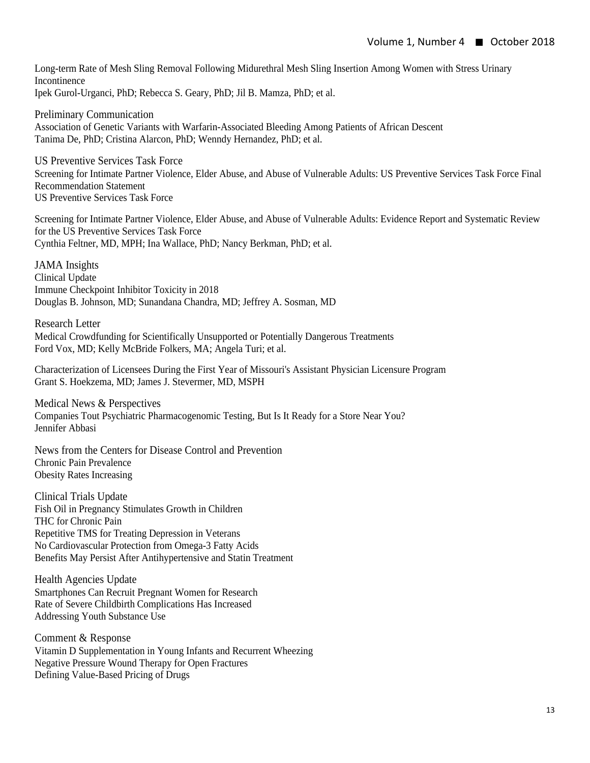Long-term Rate of Mesh Sling Removal Following Midurethral Mesh Sling Insertion Among Women with Stress Urinary Incontinence
Ipek Gurol-Urganci, PhD; Rebecca S. Geary, PhD; Jil B. Mamza, PhD; et al.

## Preliminary Communication

Association of Genetic Variants with Warfarin-Associated Bleeding Among Patients of African Descent
Tanima De, PhD; Cristina Alarcon, PhD; Wenndy Hernandez, PhD; et al.

## US Preventive Services Task Force

Screening for Intimate Partner Violence, Elder Abuse, and Abuse of Vulnerable Adults: US Preventive Services Task Force Final Recommendation Statement
US Preventive Services Task Force

Screening for Intimate Partner Violence, Elder Abuse, and Abuse of Vulnerable Adults: Evidence Report and Systematic Review for the US Preventive Services Task Force
Cynthia Feltner, MD, MPH; Ina Wallace, PhD; Nancy Berkman, PhD; et al.

## JAMA Insights

Clinical Update
Immune Checkpoint Inhibitor Toxicity in 2018
Douglas B. Johnson, MD; Sunandana Chandra, MD; Jeffrey A. Sosman, MD

## Research Letter

Medical Crowdfunding for Scientifically Unsupported or Potentially Dangerous Treatments
Ford Vox, MD; Kelly McBride Folkers, MA; Angela Turi; et al.

Characterization of Licensees During the First Year of Missouri's Assistant Physician Licensure Program
Grant S. Hoekzema, MD; James J. Stevermer, MD, MSPH

## Medical News & Perspectives

Companies Tout Psychiatric Pharmacogenomic Testing, But Is It Ready for a Store Near You?
Jennifer Abbasi

## News from the Centers for Disease Control and Prevention

Chronic Pain Prevalence
Obesity Rates Increasing

## Clinical Trials Update

Fish Oil in Pregnancy Stimulates Growth in Children
THC for Chronic Pain
Repetitive TMS for Treating Depression in Veterans
No Cardiovascular Protection from Omega-3 Fatty Acids
Benefits May Persist After Antihypertensive and Statin Treatment

## Health Agencies Update

Smartphones Can Recruit Pregnant Women for Research
Rate of Severe Childbirth Complications Has Increased
Addressing Youth Substance Use

## Comment & Response

Vitamin D Supplementation in Young Infants and Recurrent Wheezing
Negative Pressure Wound Therapy for Open Fractures
Defining Value-Based Pricing of Drugs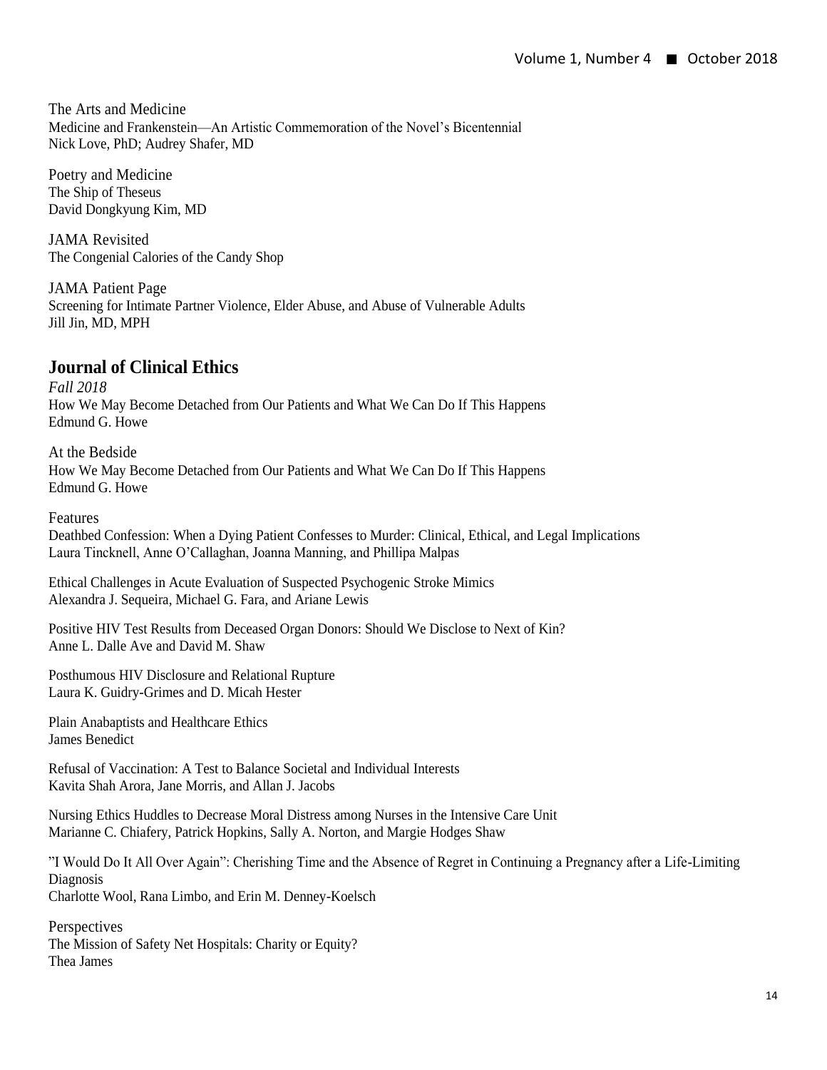The Arts and Medicine
Medicine and Frankenstein—An Artistic Commemoration of the Novel's Bicentennial
Nick Love, PhD; Audrey Shafer, MD

Poetry and Medicine
The Ship of Theseus
David Dongkyung Kim, MD

JAMA Revisited
The Congenial Calories of the Candy Shop

JAMA Patient Page
Screening for Intimate Partner Violence, Elder Abuse, and Abuse of Vulnerable Adults
Jill Jin, MD, MPH

## Journal of Clinical Ethics

*Fall 2018*
How We May Become Detached from Our Patients and What We Can Do If This Happens
Edmund G. Howe

At the Bedside
How We May Become Detached from Our Patients and What We Can Do If This Happens
Edmund G. Howe

Features
Deathbed Confession: When a Dying Patient Confesses to Murder: Clinical, Ethical, and Legal Implications
Laura Tincknell, Anne O'Callaghan, Joanna Manning, and Phillipa Malpas

Ethical Challenges in Acute Evaluation of Suspected Psychogenic Stroke Mimics
Alexandra J. Sequeira, Michael G. Fara, and Ariane Lewis

Positive HIV Test Results from Deceased Organ Donors: Should We Disclose to Next of Kin?
Anne L. Dalle Ave and David M. Shaw

Posthumous HIV Disclosure and Relational Rupture
Laura K. Guidry-Grimes and D. Micah Hester

Plain Anabaptists and Healthcare Ethics
James Benedict

Refusal of Vaccination: A Test to Balance Societal and Individual Interests
Kavita Shah Arora, Jane Morris, and Allan J. Jacobs

Nursing Ethics Huddles to Decrease Moral Distress among Nurses in the Intensive Care Unit
Marianne C. Chiafery, Patrick Hopkins, Sally A. Norton, and Margie Hodges Shaw

"I Would Do It All Over Again": Cherishing Time and the Absence of Regret in Continuing a Pregnancy after a Life-Limiting Diagnosis
Charlotte Wool, Rana Limbo, and Erin M. Denney-Koelsch

Perspectives
The Mission of Safety Net Hospitals: Charity or Equity?
Thea James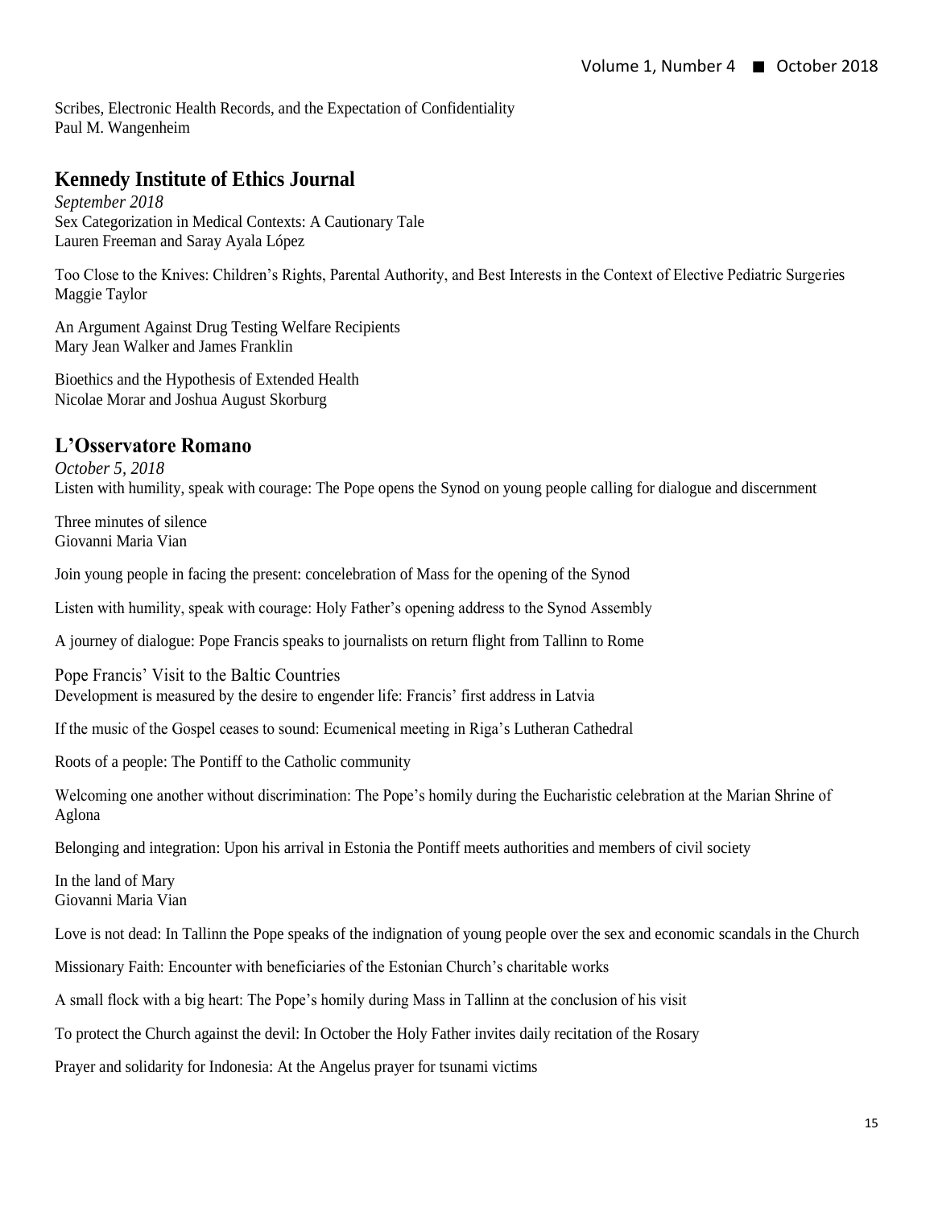Scribes, Electronic Health Records, and the Expectation of Confidentiality
Paul M. Wangenheim

## Kennedy Institute of Ethics Journal

*September 2018*
Sex Categorization in Medical Contexts: A Cautionary Tale
Lauren Freeman and Saray Ayala López

Too Close to the Knives: Children's Rights, Parental Authority, and Best Interests in the Context of Elective Pediatric Surgeries
Maggie Taylor

An Argument Against Drug Testing Welfare Recipients
Mary Jean Walker and James Franklin

Bioethics and the Hypothesis of Extended Health
Nicolae Morar and Joshua August Skorburg

## L'Osservatore Romano

*October 5, 2018*
Listen with humility, speak with courage: The Pope opens the Synod on young people calling for dialogue and discernment

Three minutes of silence
Giovanni Maria Vian

Join young people in facing the present: concelebration of Mass for the opening of the Synod

Listen with humility, speak with courage: Holy Father's opening address to the Synod Assembly

A journey of dialogue: Pope Francis speaks to journalists on return flight from Tallinn to Rome

Pope Francis' Visit to the Baltic Countries
Development is measured by the desire to engender life: Francis' first address in Latvia

If the music of the Gospel ceases to sound: Ecumenical meeting in Riga's Lutheran Cathedral

Roots of a people: The Pontiff to the Catholic community

Welcoming one another without discrimination: The Pope's homily during the Eucharistic celebration at the Marian Shrine of Aglona

Belonging and integration: Upon his arrival in Estonia the Pontiff meets authorities and members of civil society

In the land of Mary
Giovanni Maria Vian

Love is not dead: In Tallinn the Pope speaks of the indignation of young people over the sex and economic scandals in the Church

Missionary Faith: Encounter with beneficiaries of the Estonian Church's charitable works

A small flock with a big heart: The Pope's homily during Mass in Tallinn at the conclusion of his visit

To protect the Church against the devil: In October the Holy Father invites daily recitation of the Rosary

Prayer and solidarity for Indonesia: At the Angelus prayer for tsunami victims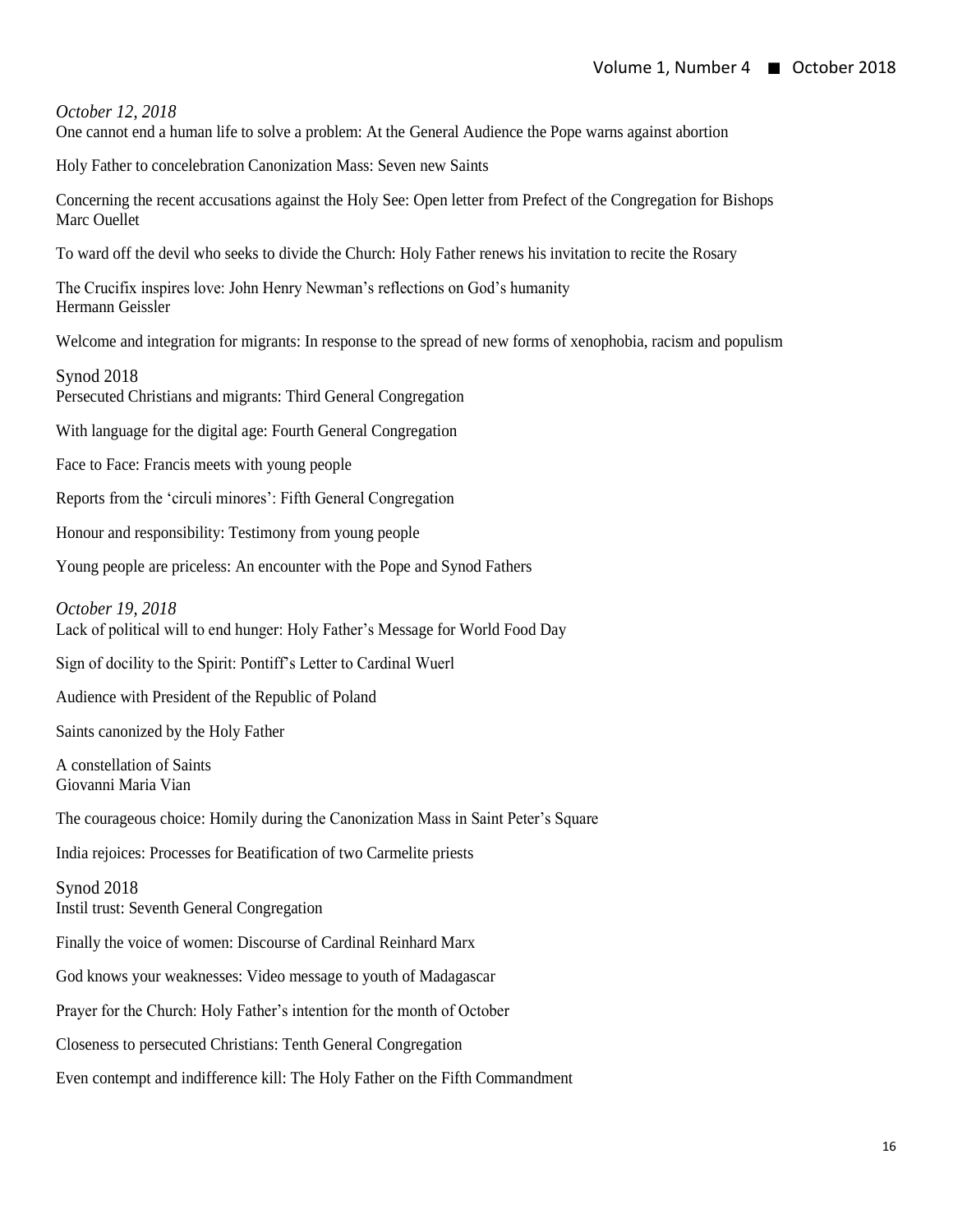*October 12, 2018*

One cannot end a human life to solve a problem: At the General Audience the Pope warns against abortion

Holy Father to concelebration Canonization Mass: Seven new Saints

Concerning the recent accusations against the Holy See: Open letter from Prefect of the Congregation for Bishops
Marc Ouellet

To ward off the devil who seeks to divide the Church: Holy Father renews his invitation to recite the Rosary

The Crucifix inspires love: John Henry Newman's reflections on God's humanity
Hermann Geissler

Welcome and integration for migrants: In response to the spread of new forms of xenophobia, racism and populism

Synod 2018
Persecuted Christians and migrants: Third General Congregation

With language for the digital age: Fourth General Congregation

Face to Face: Francis meets with young people

Reports from the 'circuli minores': Fifth General Congregation

Honour and responsibility: Testimony from young people

Young people are priceless: An encounter with the Pope and Synod Fathers

*October 19, 2018*

Lack of political will to end hunger: Holy Father's Message for World Food Day

Sign of docility to the Spirit: Pontiff's Letter to Cardinal Wuerl

Audience with President of the Republic of Poland

Saints canonized by the Holy Father

A constellation of Saints
Giovanni Maria Vian

The courageous choice: Homily during the Canonization Mass in Saint Peter's Square

India rejoices: Processes for Beatification of two Carmelite priests

Synod 2018
Instil trust: Seventh General Congregation

Finally the voice of women: Discourse of Cardinal Reinhard Marx

God knows your weaknesses: Video message to youth of Madagascar

Prayer for the Church: Holy Father's intention for the month of October

Closeness to persecuted Christians: Tenth General Congregation

Even contempt and indifference kill: The Holy Father on the Fifth Commandment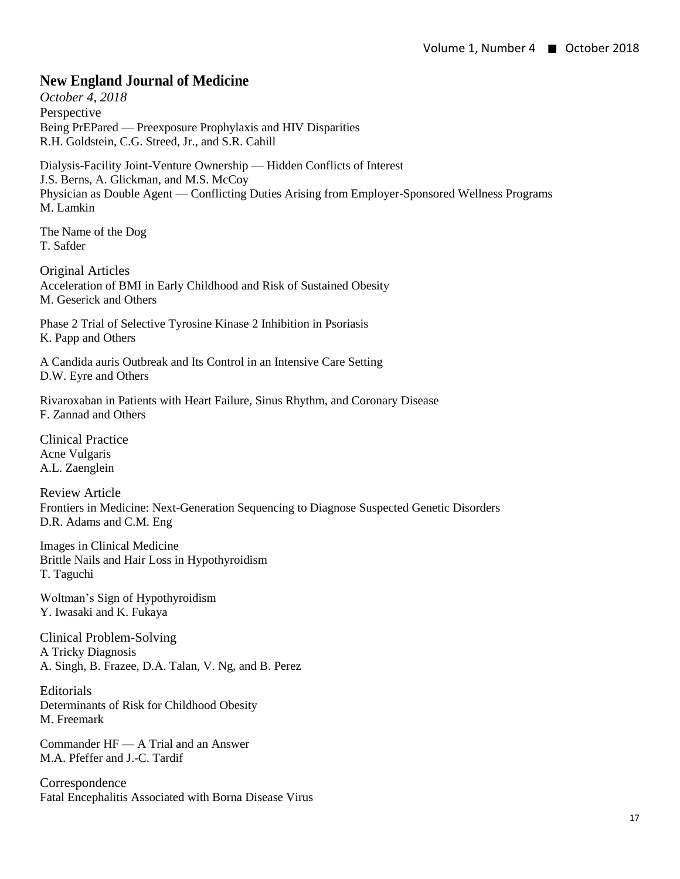## New England Journal of Medicine

*October 4, 2018*

### Perspective

Being PrEPared — Preexposure Prophylaxis and HIV Disparities
R.H. Goldstein, C.G. Streed, Jr., and S.R. Cahill

Dialysis-Facility Joint-Venture Ownership — Hidden Conflicts of Interest
J.S. Berns, A. Glickman, and M.S. McCoy
Physician as Double Agent — Conflicting Duties Arising from Employer-Sponsored Wellness Programs
M. Lamkin

The Name of the Dog
T. Safder

### Original Articles

Acceleration of BMI in Early Childhood and Risk of Sustained Obesity
M. Geserick and Others

Phase 2 Trial of Selective Tyrosine Kinase 2 Inhibition in Psoriasis
K. Papp and Others

A Candida auris Outbreak and Its Control in an Intensive Care Setting
D.W. Eyre and Others

Rivaroxaban in Patients with Heart Failure, Sinus Rhythm, and Coronary Disease
F. Zannad and Others

### Clinical Practice

Acne Vulgaris
A.L. Zaenglein

### Review Article

Frontiers in Medicine: Next-Generation Sequencing to Diagnose Suspected Genetic Disorders
D.R. Adams and C.M. Eng

### Images in Clinical Medicine

Brittle Nails and Hair Loss in Hypothyroidism
T. Taguchi

Woltman's Sign of Hypothyroidism
Y. Iwasaki and K. Fukaya

### Clinical Problem-Solving

A Tricky Diagnosis
A. Singh, B. Frazee, D.A. Talan, V. Ng, and B. Perez

### Editorials

Determinants of Risk for Childhood Obesity
M. Freemark

Commander HF — A Trial and an Answer
M.A. Pfeffer and J.-C. Tardif

### Correspondence

Fatal Encephalitis Associated with Borna Disease Virus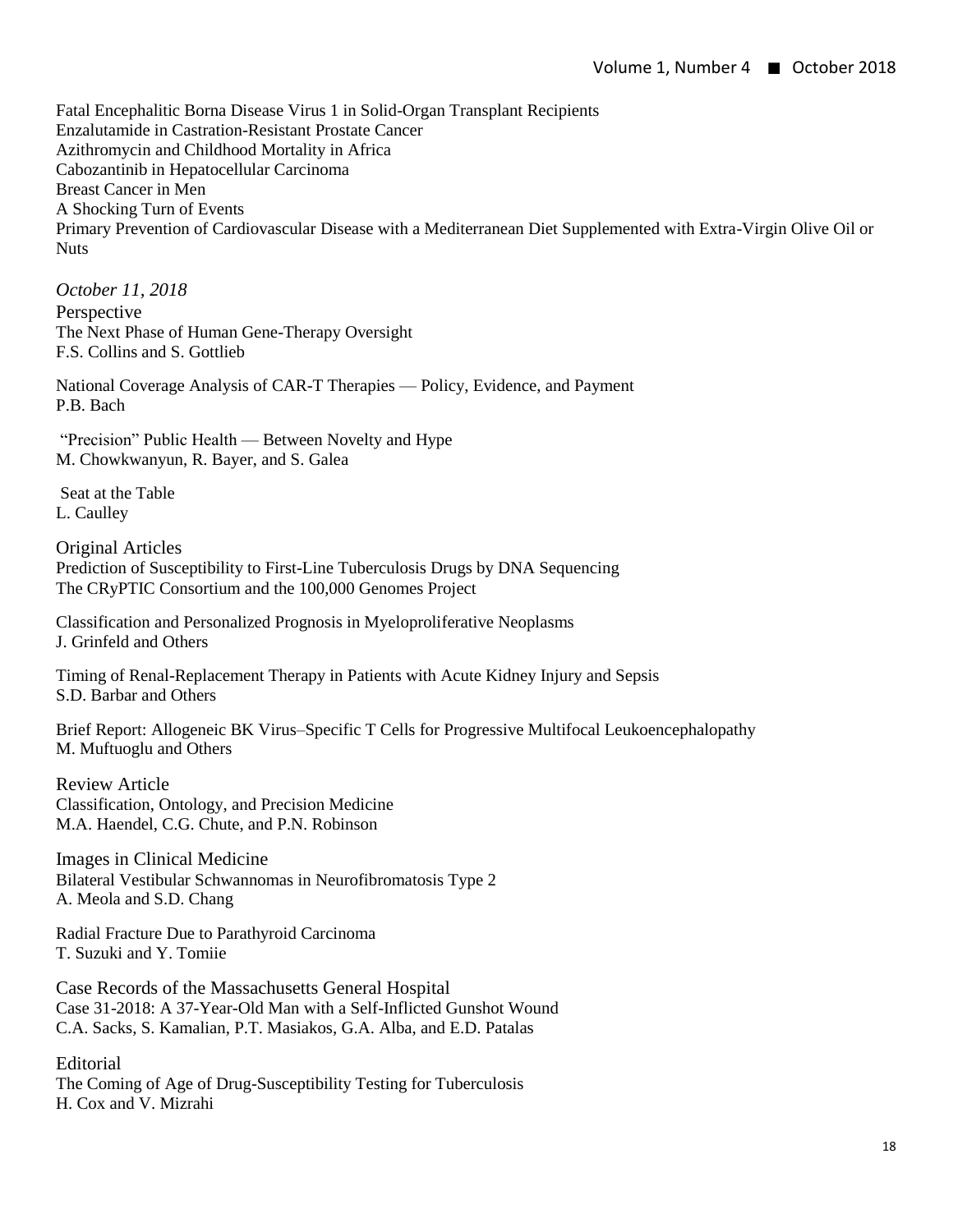Fatal Encephalitic Borna Disease Virus 1 in Solid-Organ Transplant Recipients
Enzalutamide in Castration-Resistant Prostate Cancer
Azithromycin and Childhood Mortality in Africa
Cabozantinib in Hepatocellular Carcinoma
Breast Cancer in Men
A Shocking Turn of Events
Primary Prevention of Cardiovascular Disease with a Mediterranean Diet Supplemented with Extra-Virgin Olive Oil or Nuts

*October 11, 2018*

Perspective

The Next Phase of Human Gene-Therapy Oversight
F.S. Collins and S. Gottlieb

National Coverage Analysis of CAR-T Therapies — Policy, Evidence, and Payment
P.B. Bach

"Precision" Public Health — Between Novelty and Hype
M. Chowkwanyun, R. Bayer, and S. Galea

Seat at the Table
L. Caulley

Original Articles

Prediction of Susceptibility to First-Line Tuberculosis Drugs by DNA Sequencing
The CRyPTIC Consortium and the 100,000 Genomes Project

Classification and Personalized Prognosis in Myeloproliferative Neoplasms
J. Grinfeld and Others

Timing of Renal-Replacement Therapy in Patients with Acute Kidney Injury and Sepsis
S.D. Barbar and Others

Brief Report: Allogeneic BK Virus–Specific T Cells for Progressive Multifocal Leukoencephalopathy
M. Muftuoglu and Others

Review Article

Classification, Ontology, and Precision Medicine
M.A. Haendel, C.G. Chute, and P.N. Robinson

Images in Clinical Medicine

Bilateral Vestibular Schwannomas in Neurofibromatosis Type 2
A. Meola and S.D. Chang

Radial Fracture Due to Parathyroid Carcinoma
T. Suzuki and Y. Tomiie

Case Records of the Massachusetts General Hospital

Case 31-2018: A 37-Year-Old Man with a Self-Inflicted Gunshot Wound
C.A. Sacks, S. Kamalian, P.T. Masiakos, G.A. Alba, and E.D. Patalas

Editorial

The Coming of Age of Drug-Susceptibility Testing for Tuberculosis
H. Cox and V. Mizrahi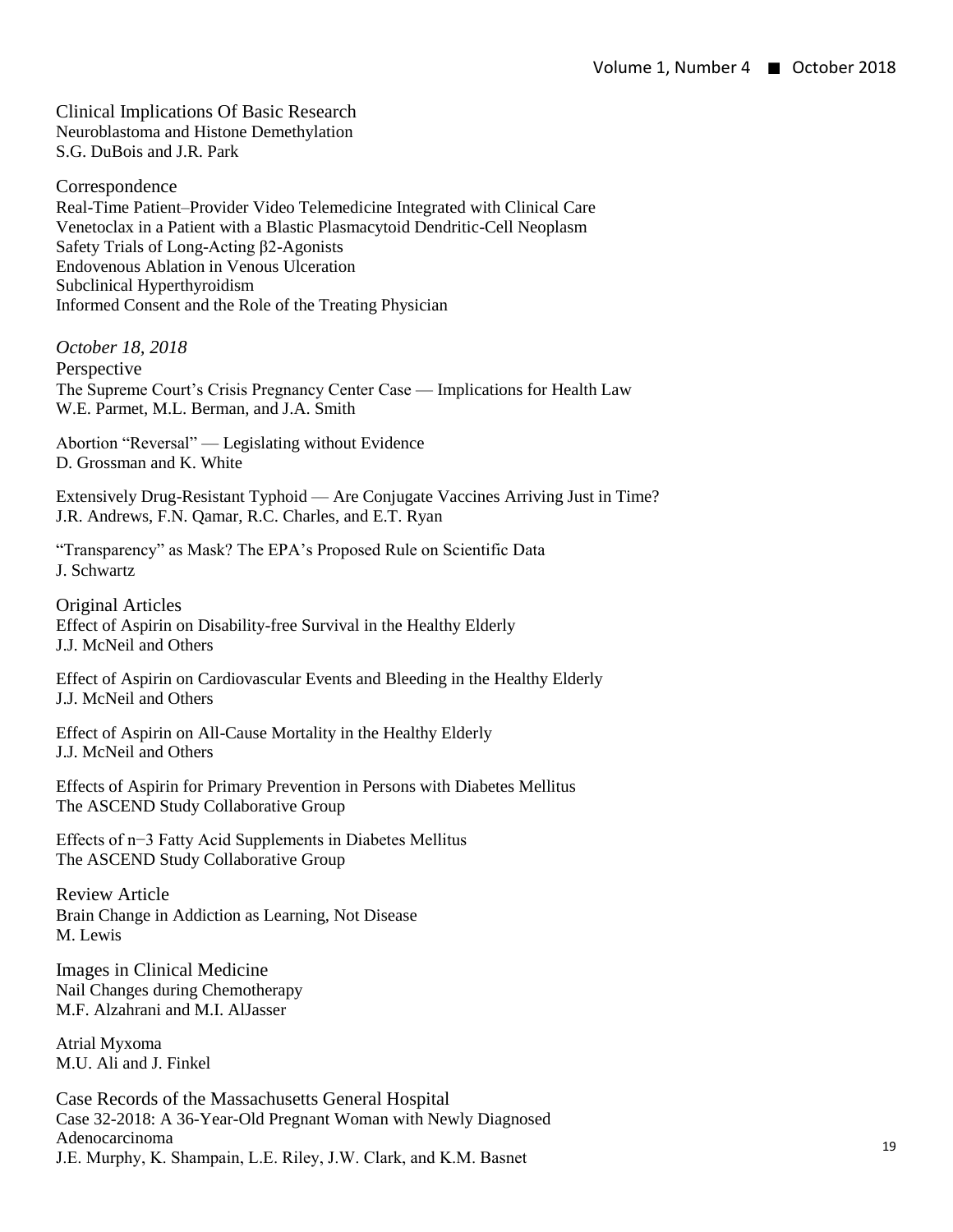## Clinical Implications Of Basic Research

Neuroblastoma and Histone Demethylation
S.G. DuBois and J.R. Park

## Correspondence

Real-Time Patient–Provider Video Telemedicine Integrated with Clinical Care
Venetoclax in a Patient with a Blastic Plasmacytoid Dendritic-Cell Neoplasm
Safety Trials of Long-Acting β2-Agonists
Endovenous Ablation in Venous Ulceration
Subclinical Hyperthyroidism
Informed Consent and the Role of the Treating Physician

*October 18, 2018*

## Perspective

The Supreme Court's Crisis Pregnancy Center Case — Implications for Health Law
W.E. Parmet, M.L. Berman, and J.A. Smith

Abortion "Reversal" — Legislating without Evidence
D. Grossman and K. White

Extensively Drug-Resistant Typhoid — Are Conjugate Vaccines Arriving Just in Time?
J.R. Andrews, F.N. Qamar, R.C. Charles, and E.T. Ryan

"Transparency" as Mask? The EPA's Proposed Rule on Scientific Data
J. Schwartz

## Original Articles

Effect of Aspirin on Disability-free Survival in the Healthy Elderly
J.J. McNeil and Others

Effect of Aspirin on Cardiovascular Events and Bleeding in the Healthy Elderly
J.J. McNeil and Others

Effect of Aspirin on All-Cause Mortality in the Healthy Elderly
J.J. McNeil and Others

Effects of Aspirin for Primary Prevention in Persons with Diabetes Mellitus
The ASCEND Study Collaborative Group

Effects of n−3 Fatty Acid Supplements in Diabetes Mellitus
The ASCEND Study Collaborative Group

## Review Article

Brain Change in Addiction as Learning, Not Disease
M. Lewis

## Images in Clinical Medicine

Nail Changes during Chemotherapy
M.F. Alzahrani and M.I. AlJasser

Atrial Myxoma
M.U. Ali and J. Finkel

## Case Records of the Massachusetts General Hospital

Case 32-2018: A 36-Year-Old Pregnant Woman with Newly Diagnosed Adenocarcinoma
J.E. Murphy, K. Shampain, L.E. Riley, J.W. Clark, and K.M. Basnet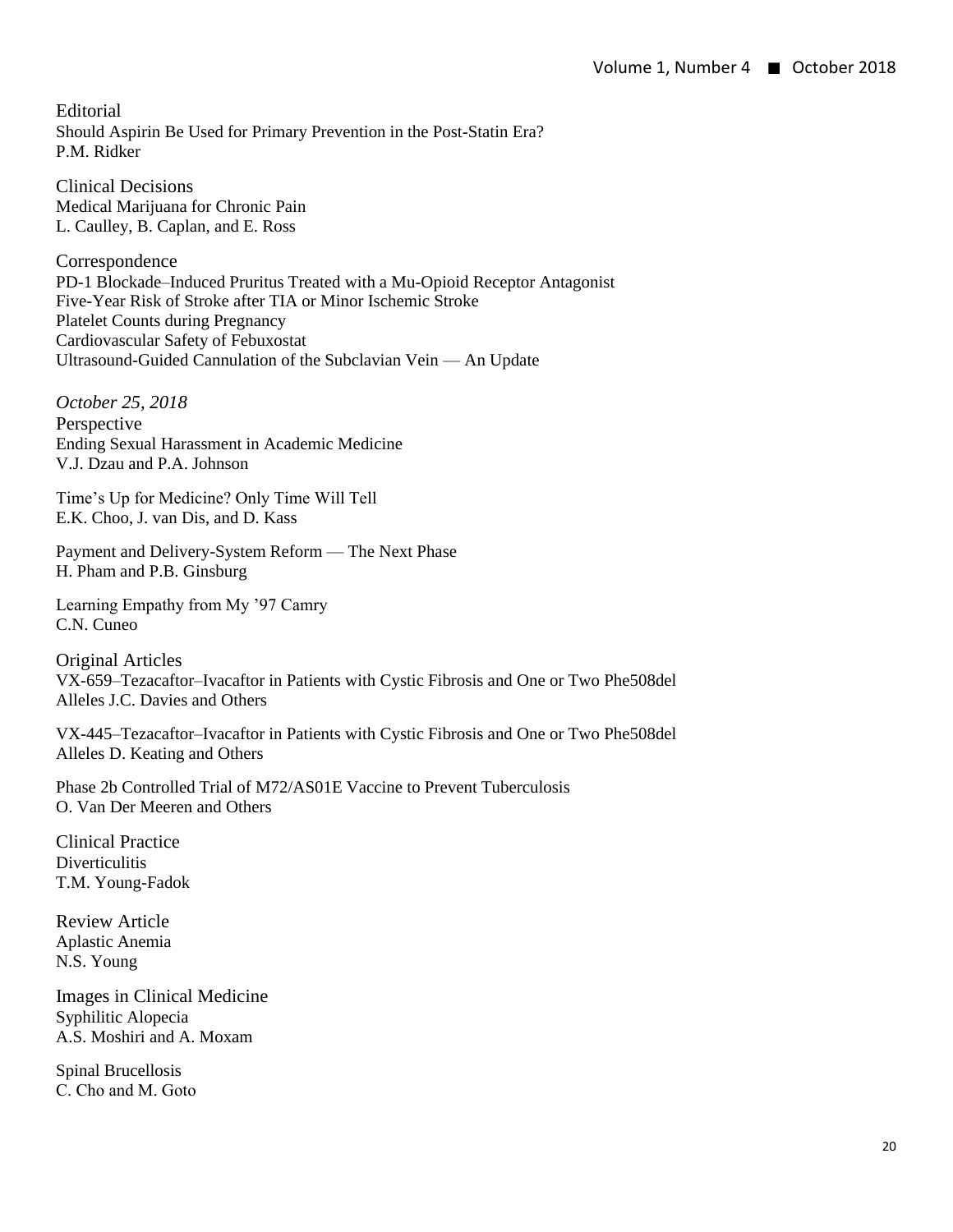## Editorial

Should Aspirin Be Used for Primary Prevention in the Post-Statin Era?
P.M. Ridker

## Clinical Decisions

Medical Marijuana for Chronic Pain
L. Caulley, B. Caplan, and E. Ross

## Correspondence

PD-1 Blockade–Induced Pruritus Treated with a Mu-Opioid Receptor Antagonist
Five-Year Risk of Stroke after TIA or Minor Ischemic Stroke
Platelet Counts during Pregnancy
Cardiovascular Safety of Febuxostat
Ultrasound-Guided Cannulation of the Subclavian Vein — An Update

*October 25, 2018*

## Perspective

Ending Sexual Harassment in Academic Medicine
V.J. Dzau and P.A. Johnson

Time's Up for Medicine? Only Time Will Tell
E.K. Choo, J. van Dis, and D. Kass

Payment and Delivery-System Reform — The Next Phase
H. Pham and P.B. Ginsburg

Learning Empathy from My '97 Camry
C.N. Cuneo

## Original Articles

VX-659–Tezacaftor–Ivacaftor in Patients with Cystic Fibrosis and One or Two Phe508del Alleles J.C. Davies and Others

VX-445–Tezacaftor–Ivacaftor in Patients with Cystic Fibrosis and One or Two Phe508del Alleles D. Keating and Others

Phase 2b Controlled Trial of M72/AS01E Vaccine to Prevent Tuberculosis
O. Van Der Meeren and Others

## Clinical Practice

Diverticulitis
T.M. Young-Fadok

## Review Article

Aplastic Anemia
N.S. Young

## Images in Clinical Medicine

Syphilitic Alopecia
A.S. Moshiri and A. Moxam

Spinal Brucellosis
C. Cho and M. Goto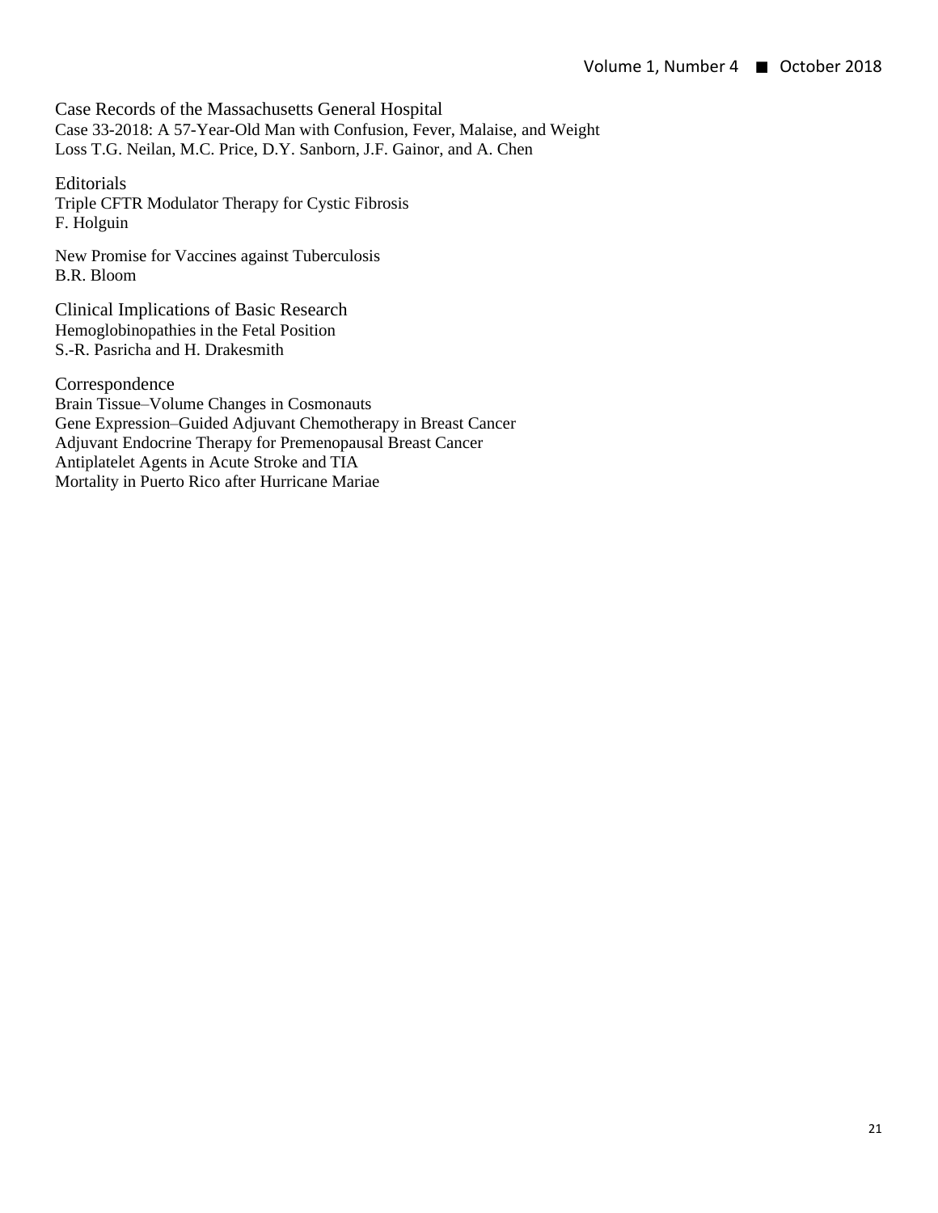Case Records of the Massachusetts General Hospital

Case 33-2018: A 57-Year-Old Man with Confusion, Fever, Malaise, and Weight Loss T.G. Neilan, M.C. Price, D.Y. Sanborn, J.F. Gainor, and A. Chen

Editorials

Triple CFTR Modulator Therapy for Cystic Fibrosis
F. Holguin

New Promise for Vaccines against Tuberculosis
B.R. Bloom

Clinical Implications of Basic Research

Hemoglobinopathies in the Fetal Position
S.-R. Pasricha and H. Drakesmith

Correspondence

Brain Tissue–Volume Changes in Cosmonauts
Gene Expression–Guided Adjuvant Chemotherapy in Breast Cancer
Adjuvant Endocrine Therapy for Premenopausal Breast Cancer
Antiplatelet Agents in Acute Stroke and TIA
Mortality in Puerto Rico after Hurricane Mariae